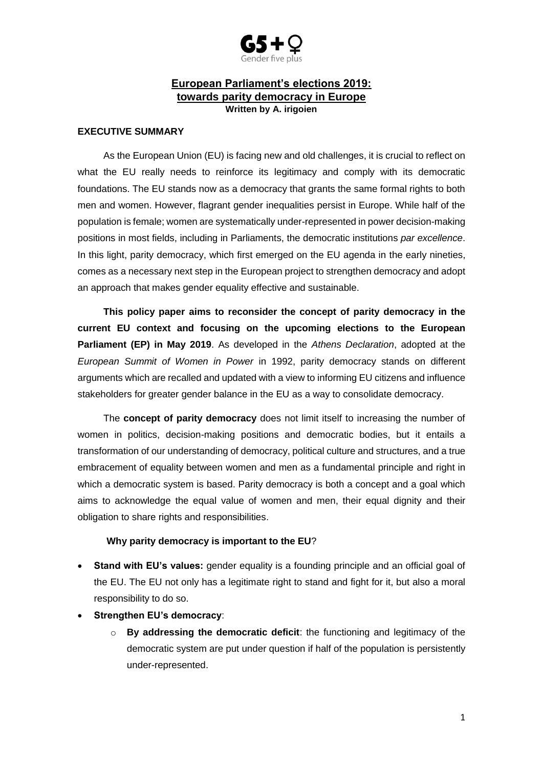G5+♀
Gender five plus

# European Parliament's elections 2019: towards parity democracy in Europe

**Written by A. irigoien**

## EXECUTIVE SUMMARY

As the European Union (EU) is facing new and old challenges, it is crucial to reflect on what the EU really needs to reinforce its legitimacy and comply with its democratic foundations. The EU stands now as a democracy that grants the same formal rights to both men and women. However, flagrant gender inequalities persist in Europe. While half of the population is female; women are systematically under-represented in power decision-making positions in most fields, including in Parliaments, the democratic institutions *par excellence*. In this light, parity democracy, which first emerged on the EU agenda in the early nineties, comes as a necessary next step in the European project to strengthen democracy and adopt an approach that makes gender equality effective and sustainable.

**This policy paper aims to reconsider the concept of parity democracy in the current EU context and focusing on the upcoming elections to the European Parliament (EP) in May 2019**. As developed in the *Athens Declaration*, adopted at the *European Summit of Women in Power* in 1992, parity democracy stands on different arguments which are recalled and updated with a view to informing EU citizens and influence stakeholders for greater gender balance in the EU as a way to consolidate democracy.

The **concept of parity democracy** does not limit itself to increasing the number of women in politics, decision-making positions and democratic bodies, but it entails a transformation of our understanding of democracy, political culture and structures, and a true embracement of equality between women and men as a fundamental principle and right in which a democratic system is based. Parity democracy is both a concept and a goal which aims to acknowledge the equal value of women and men, their equal dignity and their obligation to share rights and responsibilities.

**Why parity democracy is important to the EU**?

- **Stand with EU's values:** gender equality is a founding principle and an official goal of the EU. The EU not only has a legitimate right to stand and fight for it, but also a moral responsibility to do so.
- **Strengthen EU's democracy**:
  - **By addressing the democratic deficit**: the functioning and legitimacy of the democratic system are put under question if half of the population is persistently under-represented.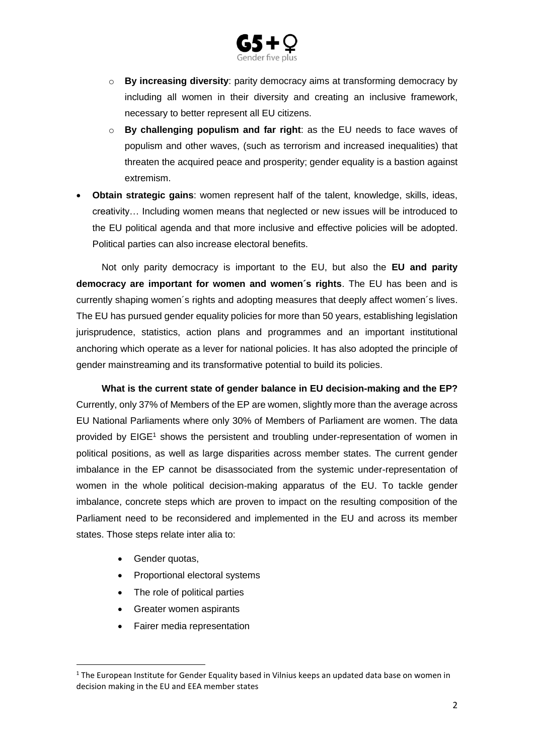- **By increasing diversity**: parity democracy aims at transforming democracy by including all women in their diversity and creating an inclusive framework, necessary to better represent all EU citizens.
  - **By challenging populism and far right**: as the EU needs to face waves of populism and other waves, (such as terrorism and increased inequalities) that threaten the acquired peace and prosperity; gender equality is a bastion against extremism.
- **Obtain strategic gains**: women represent half of the talent, knowledge, skills, ideas, creativity… Including women means that neglected or new issues will be introduced to the EU political agenda and that more inclusive and effective policies will be adopted. Political parties can also increase electoral benefits.

Not only parity democracy is important to the EU, but also the **EU and parity democracy are important for women and women´s rights**. The EU has been and is currently shaping women´s rights and adopting measures that deeply affect women´s lives. The EU has pursued gender equality policies for more than 50 years, establishing legislation jurisprudence, statistics, action plans and programmes and an important institutional anchoring which operate as a lever for national policies. It has also adopted the principle of gender mainstreaming and its transformative potential to build its policies.

**What is the current state of gender balance in EU decision-making and the EP?** Currently, only 37% of Members of the EP are women, slightly more than the average across EU National Parliaments where only 30% of Members of Parliament are women. The data provided by EIGE[1] shows the persistent and troubling under-representation of women in political positions, as well as large disparities across member states. The current gender imbalance in the EP cannot be disassociated from the systemic under-representation of women in the whole political decision-making apparatus of the EU. To tackle gender imbalance, concrete steps which are proven to impact on the resulting composition of the Parliament need to be reconsidered and implemented in the EU and across its member states. Those steps relate inter alia to:

- Gender quotas,
- Proportional electoral systems
- The role of political parties
- Greater women aspirants
- Fairer media representation

[1] The European Institute for Gender Equality based in Vilnius keeps an updated data base on women in decision making in the EU and EEA member states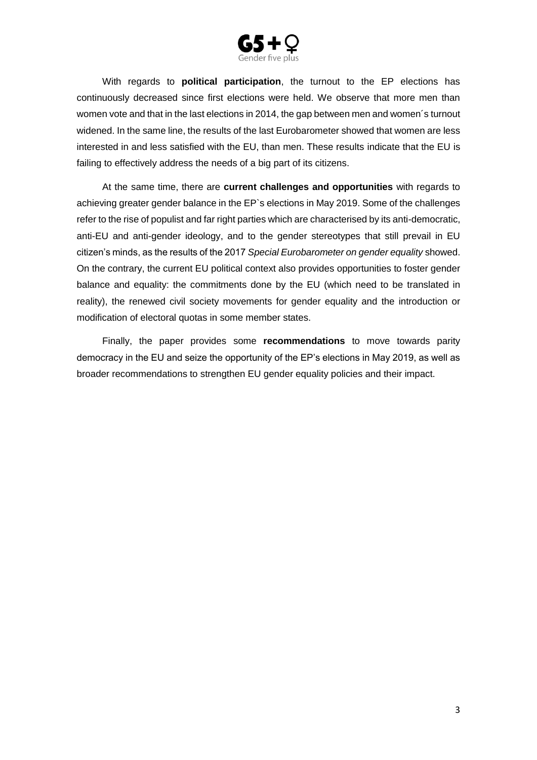With regards to **political participation**, the turnout to the EP elections has continuously decreased since first elections were held. We observe that more men than women vote and that in the last elections in 2014, the gap between men and women´s turnout widened. In the same line, the results of the last Eurobarometer showed that women are less interested in and less satisfied with the EU, than men. These results indicate that the EU is failing to effectively address the needs of a big part of its citizens.

At the same time, there are **current challenges and opportunities** with regards to achieving greater gender balance in the EP`s elections in May 2019. Some of the challenges refer to the rise of populist and far right parties which are characterised by its anti-democratic, anti-EU and anti-gender ideology, and to the gender stereotypes that still prevail in EU citizen's minds, as the results of the 2017 *Special Eurobarometer on gender equality* showed. On the contrary, the current EU political context also provides opportunities to foster gender balance and equality: the commitments done by the EU (which need to be translated in reality), the renewed civil society movements for gender equality and the introduction or modification of electoral quotas in some member states.

Finally, the paper provides some **recommendations** to move towards parity democracy in the EU and seize the opportunity of the EP's elections in May 2019, as well as broader recommendations to strengthen EU gender equality policies and their impact.